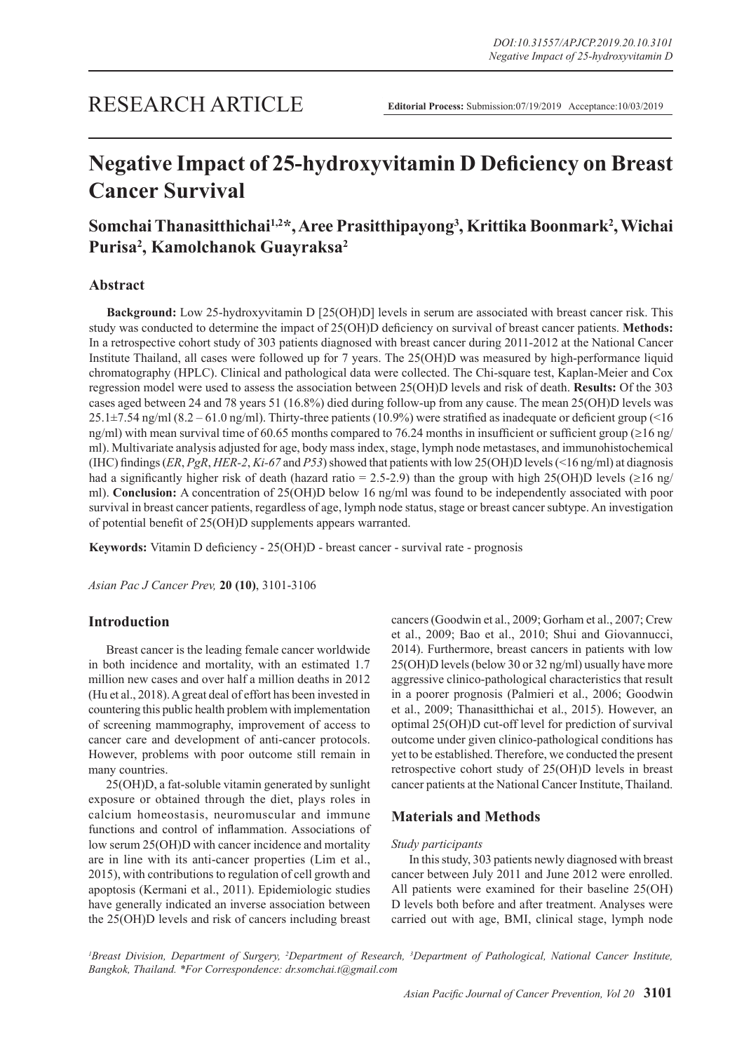RESEARCH ARTICLE

**Editorial Process:** Submission:07/19/2019 Acceptance:10/03/2019

# Negative Impact of 25-hydroxyvitamin D Deficiency on Breast Cancer Survival

## Somchai Thanasitthichai[1,2]*, Aree Prasitthipayong[3], Krittika Boonmark[2], Wichai Purisa[2], Kamolchanok Guayraksa[2]

## Abstract

**Background:** Low 25-hydroxyvitamin D [25(OH)D] levels in serum are associated with breast cancer risk. This study was conducted to determine the impact of 25(OH)D deficiency on survival of breast cancer patients. **Methods:** In a retrospective cohort study of 303 patients diagnosed with breast cancer during 2011-2012 at the National Cancer Institute Thailand, all cases were followed up for 7 years. The 25(OH)D was measured by high-performance liquid chromatography (HPLC). Clinical and pathological data were collected. The Chi-square test, Kaplan-Meier and Cox regression model were used to assess the association between 25(OH)D levels and risk of death. **Results:** Of the 303 cases aged between 24 and 78 years 51 (16.8%) died during follow-up from any cause. The mean 25(OH)D levels was 25.1±7.54 ng/ml (8.2 – 61.0 ng/ml). Thirty-three patients (10.9%) were stratified as inadequate or deficient group (<16 ng/ml) with mean survival time of 60.65 months compared to 76.24 months in insufficient or sufficient group (≥16 ng/ml). Multivariate analysis adjusted for age, body mass index, stage, lymph node metastases, and immunohistochemical (IHC) findings (*ER*, *PgR*, *HER-2*, *Ki-67* and *P53*) showed that patients with low 25(OH)D levels (<16 ng/ml) at diagnosis had a significantly higher risk of death (hazard ratio = 2.5-2.9) than the group with high 25(OH)D levels (≥16 ng/ml). **Conclusion:** A concentration of 25(OH)D below 16 ng/ml was found to be independently associated with poor survival in breast cancer patients, regardless of age, lymph node status, stage or breast cancer subtype. An investigation of potential benefit of 25(OH)D supplements appears warranted.

**Keywords:** Vitamin D deficiency - 25(OH)D - breast cancer - survival rate - prognosis

## Introduction

Breast cancer is the leading female cancer worldwide in both incidence and mortality, with an estimated 1.7 million new cases and over half a million deaths in 2012 (Hu et al., 2018). A great deal of effort has been invested in countering this public health problem with implementation of screening mammography, improvement of access to cancer care and development of anti-cancer protocols. However, problems with poor outcome still remain in many countries.

25(OH)D, a fat-soluble vitamin generated by sunlight exposure or obtained through the diet, plays roles in calcium homeostasis, neuromuscular and immune functions and control of inflammation. Associations of low serum 25(OH)D with cancer incidence and mortality are in line with its anti-cancer properties (Lim et al., 2015), with contributions to regulation of cell growth and apoptosis (Kermani et al., 2011). Epidemiologic studies have generally indicated an inverse association between the 25(OH)D levels and risk of cancers including breast cancers (Goodwin et al., 2009; Gorham et al., 2007; Crew et al., 2009; Bao et al., 2010; Shui and Giovannucci, 2014). Furthermore, breast cancers in patients with low 25(OH)D levels (below 30 or 32 ng/ml) usually have more aggressive clinico-pathological characteristics that result in a poorer prognosis (Palmieri et al., 2006; Goodwin et al., 2009; Thanasitthichai et al., 2015). However, an optimal 25(OH)D cut-off level for prediction of survival outcome under given clinico-pathological conditions has yet to be established. Therefore, we conducted the present retrospective cohort study of 25(OH)D levels in breast cancer patients at the National Cancer Institute, Thailand.

## Materials and Methods

*Study participants*

In this study, 303 patients newly diagnosed with breast cancer between July 2011 and June 2012 were enrolled. All patients were examined for their baseline 25(OH)D levels both before and after treatment. Analyses were carried out with age, BMI, clinical stage, lymph node

[1]Breast Division, Department of Surgery, [2]Department of Research, [3]Department of Pathological, National Cancer Institute, Bangkok, Thailand. *For Correspondence: dr.somchai.t@gmail.com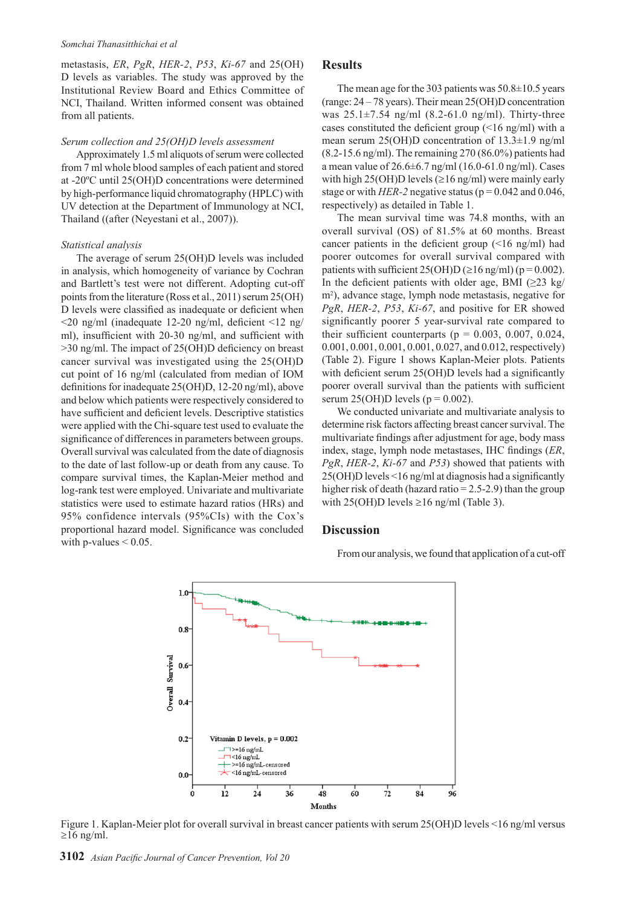metastasis, *ER*, *PgR*, *HER-2*, *P53*, *Ki-67* and 25(OH) D levels as variables. The study was approved by the Institutional Review Board and Ethics Committee of NCI, Thailand. Written informed consent was obtained from all patients.

*Serum collection and 25(OH)D levels assessment*

Approximately 1.5 ml aliquots of serum were collected from 7 ml whole blood samples of each patient and stored at -20ºC until 25(OH)D concentrations were determined by high-performance liquid chromatography (HPLC) with UV detection at the Department of Immunology at NCI, Thailand ((after (Neyestani et al., 2007)).

*Statistical analysis*

The average of serum 25(OH)D levels was included in analysis, which homogeneity of variance by Cochran and Bartlett's test were not different. Adopting cut-off points from the literature (Ross et al., 2011) serum 25(OH) D levels were classified as inadequate or deficient when <20 ng/ml (inadequate 12-20 ng/ml, deficient <12 ng/ml), insufficient with 20-30 ng/ml, and sufficient with >30 ng/ml. The impact of 25(OH)D deficiency on breast cancer survival was investigated using the 25(OH)D cut point of 16 ng/ml (calculated from median of IOM definitions for inadequate 25(OH)D, 12-20 ng/ml), above and below which patients were respectively considered to have sufficient and deficient levels. Descriptive statistics were applied with the Chi-square test used to evaluate the significance of differences in parameters between groups. Overall survival was calculated from the date of diagnosis to the date of last follow-up or death from any cause. To compare survival times, the Kaplan-Meier method and log-rank test were employed. Univariate and multivariate statistics were used to estimate hazard ratios (HRs) and 95% confidence intervals (95%CIs) with the Cox's proportional hazard model. Significance was concluded with p-values < 0.05.

## Results

The mean age for the 303 patients was 50.8±10.5 years (range: 24 – 78 years). Their mean 25(OH)D concentration was 25.1±7.54 ng/ml (8.2-61.0 ng/ml). Thirty-three cases constituted the deficient group (<16 ng/ml) with a mean serum 25(OH)D concentration of 13.3±1.9 ng/ml (8.2-15.6 ng/ml). The remaining 270 (86.0%) patients had a mean value of 26.6±6.7 ng/ml (16.0-61.0 ng/ml). Cases with high 25(OH)D levels (≥16 ng/ml) were mainly early stage or with *HER-2* negative status (p = 0.042 and 0.046, respectively) as detailed in Table 1.

The mean survival time was 74.8 months, with an overall survival (OS) of 81.5% at 60 months. Breast cancer patients in the deficient group (<16 ng/ml) had poorer outcomes for overall survival compared with patients with sufficient 25(OH)D (≥16 ng/ml) (p = 0.002). In the deficient patients with older age, BMI (≥23 kg/m$^2$), advance stage, lymph node metastasis, negative for *PgR*, *HER-2*, *P53*, *Ki-67*, and positive for ER showed significantly poorer 5 year-survival rate compared to their sufficient counterparts (p = 0.003, 0.007, 0.024, 0.001, 0.001, 0.001, 0.001, 0.027, and 0.012, respectively) (Table 2). Figure 1 shows Kaplan-Meier plots. Patients with deficient serum 25(OH)D levels had a significantly poorer overall survival than the patients with sufficient serum 25(OH)D levels (p = 0.002).

We conducted univariate and multivariate analysis to determine risk factors affecting breast cancer survival. The multivariate findings after adjustment for age, body mass index, stage, lymph node metastases, IHC findings (*ER*, *PgR*, *HER-2*, *Ki-67* and *P53*) showed that patients with 25(OH)D levels <16 ng/ml at diagnosis had a significantly higher risk of death (hazard ratio = 2.5-2.9) than the group with 25(OH)D levels ≥16 ng/ml (Table 3).

## Discussion

From our analysis, we found that application of a cut-off

Figure 1. Kaplan-Meier plot for overall survival in breast cancer patients with serum 25(OH)D levels <16 ng/ml versus ≥16 ng/ml.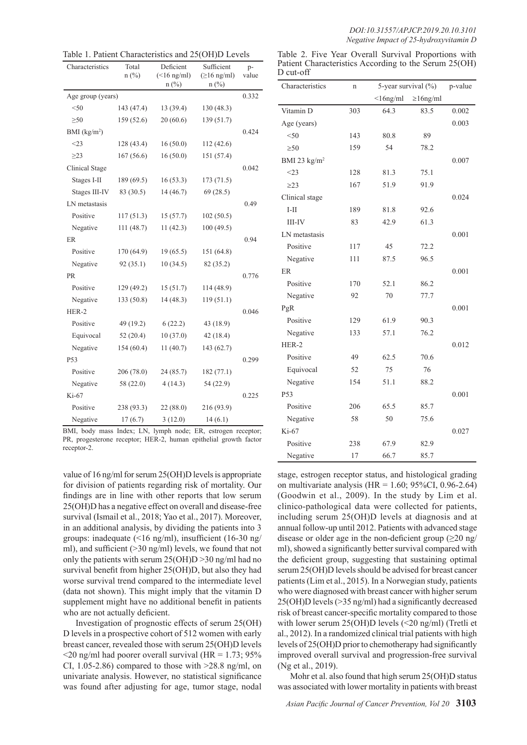Table 1. Patient Characteristics and 25(OH)D Levels

| Characteristics | Total n (%) | Deficient (<16 ng/ml) n (%) | Sufficient (≥16 ng/ml) n (%) | p-value |
|---|---|---|---|---|
| Age group (years) | | | | 0.332 |
| <50 | 143 (47.4) | 13 (39.4) | 130 (48.3) | |
| ≥50 | 159 (52.6) | 20 (60.6) | 139 (51.7) | |
| BMI (kg/m$^2$) | | | | 0.424 |
| <23 | 128 (43.4) | 16 (50.0) | 112 (42.6) | |
| ≥23 | 167 (56.6) | 16 (50.0) | 151 (57.4) | |
| Clinical Stage | | | | 0.042 |
| Stages I-II | 189 (69.5) | 16 (53.3) | 173 (71.5) | |
| Stages III-IV | 83 (30.5) | 14 (46.7) | 69 (28.5) | |
| LN metastasis | | | | 0.49 |
| Positive | 117 (51.3) | 15 (57.7) | 102 (50.5) | |
| Negative | 111 (48.7) | 11 (42.3) | 100 (49.5) | |
| ER | | | | 0.94 |
| Positive | 170 (64.9) | 19 (65.5) | 151 (64.8) | |
| Negative | 92 (35.1) | 10 (34.5) | 82 (35.2) | |
| PR | | | | 0.776 |
| Positive | 129 (49.2) | 15 (51.7) | 114 (48.9) | |
| Negative | 133 (50.8) | 14 (48.3) | 119 (51.1) | |
| HER-2 | | | | 0.046 |
| Positive | 49 (19.2) | 6 (22.2) | 43 (18.9) | |
| Equivocal | 52 (20.4) | 10 (37.0) | 42 (18.4) | |
| Negative | 154 (60.4) | 11 (40.7) | 143 (62.7) | |
| P53 | | | | 0.299 |
| Positive | 206 (78.0) | 24 (85.7) | 182 (77.1) | |
| Negative | 58 (22.0) | 4 (14.3) | 54 (22.9) | |
| Ki-67 | | | | 0.225 |
| Positive | 238 (93.3) | 22 (88.0) | 216 (93.9) | |
| Negative | 17 (6.7) | 3 (12.0) | 14 (6.1) | |

BMI, body mass Index; LN, lymph node; ER, estrogen receptor; PR, progesterone receptor; HER-2, human epithelial growth factor receptor-2.

Table 2. Five Year Overall Survival Proportions with Patient Characteristics According to the Serum 25(OH) D cut-off

| Characteristics | n | 5-year survival (%) | | p-value |
|---|---|---|---|---|
| | | <16ng/ml | ≥16ng/ml | |
| Vitamin D | 303 | 64.3 | 83.5 | 0.002 |
| Age (years) | | | | 0.003 |
| <50 | 143 | 80.8 | 89 | |
| ≥50 | 159 | 54 | 78.2 | |
| BMI 23 kg/m$^2$ | | | | 0.007 |
| <23 | 128 | 81.3 | 75.1 | |
| ≥23 | 167 | 51.9 | 91.9 | |
| Clinical stage | | | | 0.024 |
| I-II | 189 | 81.8 | 92.6 | |
| III-IV | 83 | 42.9 | 61.3 | |
| LN metastasis | | | | 0.001 |
| Positive | 117 | 45 | 72.2 | |
| Negative | 111 | 87.5 | 96.5 | |
| ER | | | | 0.001 |
| Positive | 170 | 52.1 | 86.2 | |
| Negative | 92 | 70 | 77.7 | |
| PgR | | | | 0.001 |
| Positive | 129 | 61.9 | 90.3 | |
| Negative | 133 | 57.1 | 76.2 | |
| HER-2 | | | | 0.012 |
| Positive | 49 | 62.5 | 70.6 | |
| Equivocal | 52 | 75 | 76 | |
| Negative | 154 | 51.1 | 88.2 | |
| P53 | | | | 0.001 |
| Positive | 206 | 65.5 | 85.7 | |
| Negative | 58 | 50 | 75.6 | |
| Ki-67 | | | | 0.027 |
| Positive | 238 | 67.9 | 82.9 | |
| Negative | 17 | 66.7 | 85.7 | |

value of 16 ng/ml for serum 25(OH)D levels is appropriate for division of patients regarding risk of mortality. Our findings are in line with other reports that low serum 25(OH)D has a negative effect on overall and disease-free survival (Ismail et al., 2018; Yao et al., 2017). Moreover, in an additional analysis, by dividing the patients into 3 groups: inadequate (<16 ng/ml), insufficient (16-30 ng/ml), and sufficient (>30 ng/ml) levels, we found that not only the patients with serum 25(OH)D >30 ng/ml had no survival benefit from higher 25(OH)D, but also they had worse survival trend compared to the intermediate level (data not shown). This might imply that the vitamin D supplement might have no additional benefit in patients who are not actually deficient.

Investigation of prognostic effects of serum 25(OH) D levels in a prospective cohort of 512 women with early breast cancer, revealed those with serum 25(OH)D levels <20 ng/ml had poorer overall survival (HR = 1.73; 95% CI, 1.05-2.86) compared to those with >28.8 ng/ml, on univariate analysis. However, no statistical significance was found after adjusting for age, tumor stage, nodal stage, estrogen receptor status, and histological grading on multivariate analysis (HR = 1.60; 95%CI, 0.96-2.64) (Goodwin et al., 2009). In the study by Lim et al. clinico-pathological data were collected for patients, including serum 25(OH)D levels at diagnosis and at annual follow-up until 2012. Patients with advanced stage disease or older age in the non-deficient group (≥20 ng/ml), showed a significantly better survival compared with the deficient group, suggesting that sustaining optimal serum 25(OH)D levels should be advised for breast cancer patients (Lim et al., 2015). In a Norwegian study, patients who were diagnosed with breast cancer with higher serum 25(OH)D levels (>35 ng/ml) had a significantly decreased risk of breast cancer-specific mortality compared to those with lower serum 25(OH)D levels (<20 ng/ml) (Tretli et al., 2012). In a randomized clinical trial patients with high levels of 25(OH)D prior to chemotherapy had significantly improved overall survival and progression-free survival (Ng et al., 2019).

Mohr et al. also found that high serum 25(OH)D status was associated with lower mortality in patients with breast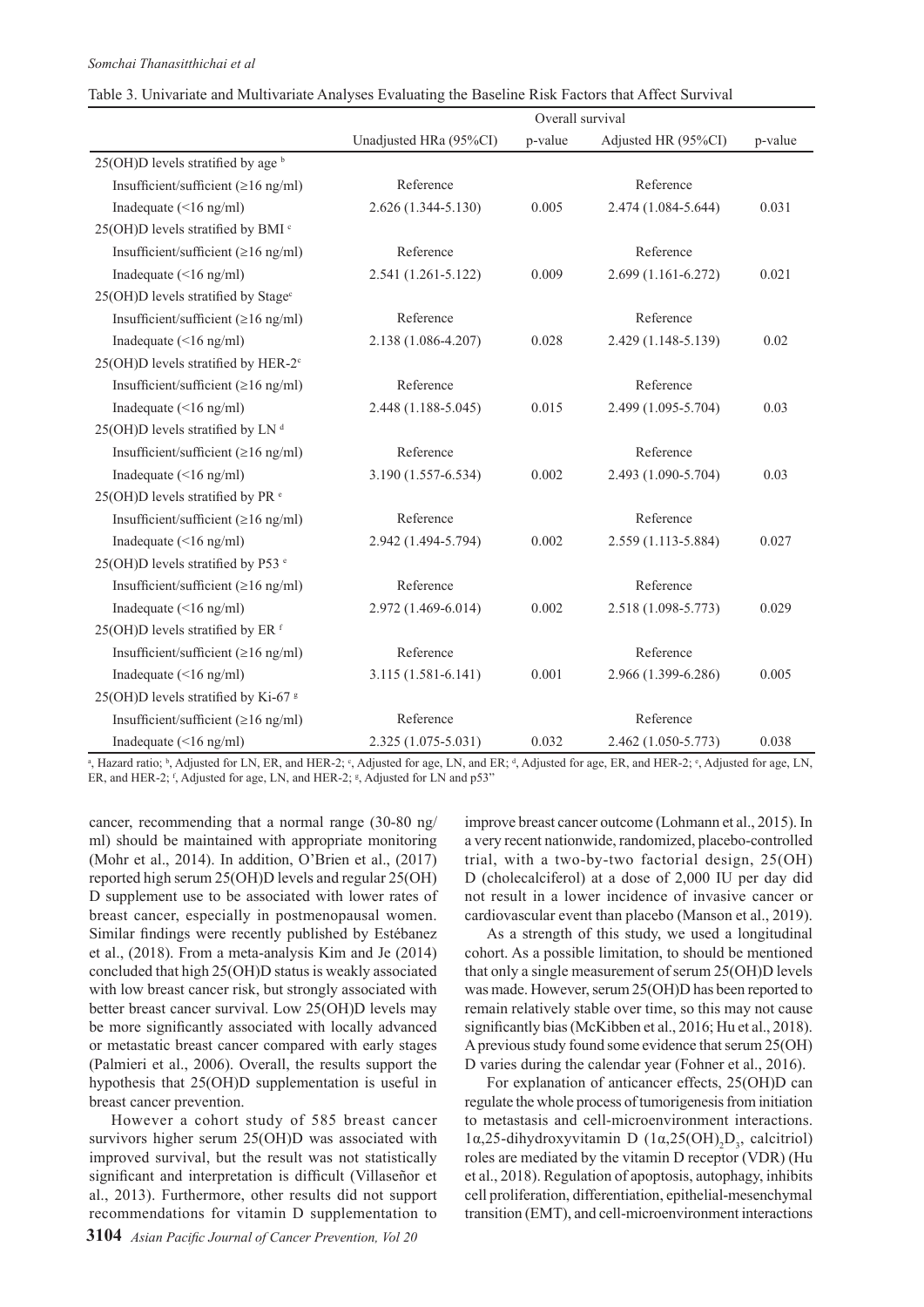Table 3. Univariate and Multivariate Analyses Evaluating the Baseline Risk Factors that Affect Survival

| | Overall survival | | | |
|---|---|---|---|---|
| | Unadjusted HRa (95%CI) | p-value | Adjusted HR (95%CI) | p-value |
| 25(OH)D levels stratified by age [b] | | | | |
| Insufficient/sufficient (≥16 ng/ml) | Reference | | Reference | |
| Inadequate (<16 ng/ml) | 2.626 (1.344-5.130) | 0.005 | 2.474 (1.084-5.644) | 0.031 |
| 25(OH)D levels stratified by BMI [c] | | | | |
| Insufficient/sufficient (≥16 ng/ml) | Reference | | Reference | |
| Inadequate (<16 ng/ml) | 2.541 (1.261-5.122) | 0.009 | 2.699 (1.161-6.272) | 0.021 |
| 25(OH)D levels stratified by Stage[c] | | | | |
| Insufficient/sufficient (≥16 ng/ml) | Reference | | Reference | |
| Inadequate (<16 ng/ml) | 2.138 (1.086-4.207) | 0.028 | 2.429 (1.148-5.139) | 0.02 |
| 25(OH)D levels stratified by HER-2[c] | | | | |
| Insufficient/sufficient (≥16 ng/ml) | Reference | | Reference | |
| Inadequate (<16 ng/ml) | 2.448 (1.188-5.045) | 0.015 | 2.499 (1.095-5.704) | 0.03 |
| 25(OH)D levels stratified by LN [d] | | | | |
| Insufficient/sufficient (≥16 ng/ml) | Reference | | Reference | |
| Inadequate (<16 ng/ml) | 3.190 (1.557-6.534) | 0.002 | 2.493 (1.090-5.704) | 0.03 |
| 25(OH)D levels stratified by PR [e] | | | | |
| Insufficient/sufficient (≥16 ng/ml) | Reference | | Reference | |
| Inadequate (<16 ng/ml) | 2.942 (1.494-5.794) | 0.002 | 2.559 (1.113-5.884) | 0.027 |
| 25(OH)D levels stratified by P53 [e] | | | | |
| Insufficient/sufficient (≥16 ng/ml) | Reference | | Reference | |
| Inadequate (<16 ng/ml) | 2.972 (1.469-6.014) | 0.002 | 2.518 (1.098-5.773) | 0.029 |
| 25(OH)D levels stratified by ER [f] | | | | |
| Insufficient/sufficient (≥16 ng/ml) | Reference | | Reference | |
| Inadequate (<16 ng/ml) | 3.115 (1.581-6.141) | 0.001 | 2.966 (1.399-6.286) | 0.005 |
| 25(OH)D levels stratified by Ki-67 [g] | | | | |
| Insufficient/sufficient (≥16 ng/ml) | Reference | | Reference | |
| Inadequate (<16 ng/ml) | 2.325 (1.075-5.031) | 0.032 | 2.462 (1.050-5.773) | 0.038 |

[a], Hazard ratio; [b], Adjusted for LN, ER, and HER-2; [c], Adjusted for age, LN, and ER; [d], Adjusted for age, ER, and HER-2; [e], Adjusted for age, LN, ER, and HER-2; [f], Adjusted for age, LN, and HER-2; [g], Adjusted for LN and p53"

cancer, recommending that a normal range (30-80 ng/ml) should be maintained with appropriate monitoring (Mohr et al., 2014). In addition, O'Brien et al., (2017) reported high serum 25(OH)D levels and regular 25(OH)D supplement use to be associated with lower rates of breast cancer, especially in postmenopausal women. Similar findings were recently published by Estébanez et al., (2018). From a meta-analysis Kim and Je (2014) concluded that high 25(OH)D status is weakly associated with low breast cancer risk, but strongly associated with better breast cancer survival. Low 25(OH)D levels may be more significantly associated with locally advanced or metastatic breast cancer compared with early stages (Palmieri et al., 2006). Overall, the results support the hypothesis that 25(OH)D supplementation is useful in breast cancer prevention.

However a cohort study of 585 breast cancer survivors higher serum 25(OH)D was associated with improved survival, but the result was not statistically significant and interpretation is difficult (Villaseñor et al., 2013). Furthermore, other results did not support recommendations for vitamin D supplementation to improve breast cancer outcome (Lohmann et al., 2015). In a very recent nationwide, randomized, placebo-controlled trial, with a two-by-two factorial design, 25(OH)D (cholecalciferol) at a dose of 2,000 IU per day did not result in a lower incidence of invasive cancer or cardiovascular event than placebo (Manson et al., 2019).

As a strength of this study, we used a longitudinal cohort. As a possible limitation, to should be mentioned that only a single measurement of serum 25(OH)D levels was made. However, serum 25(OH)D has been reported to remain relatively stable over time, so this may not cause significantly bias (McKibben et al., 2016; Hu et al., 2018). A previous study found some evidence that serum 25(OH)D varies during the calendar year (Fohner et al., 2016).

For explanation of anticancer effects, 25(OH)D can regulate the whole process of tumorigenesis from initiation to metastasis and cell-microenvironment interactions. 1α,25-dihydroxyvitamin D (1α,25(OH)$_2$D$_3$, calcitriol) roles are mediated by the vitamin D receptor (VDR) (Hu et al., 2018). Regulation of apoptosis, autophagy, inhibits cell proliferation, differentiation, epithelial-mesenchymal transition (EMT), and cell-microenvironment interactions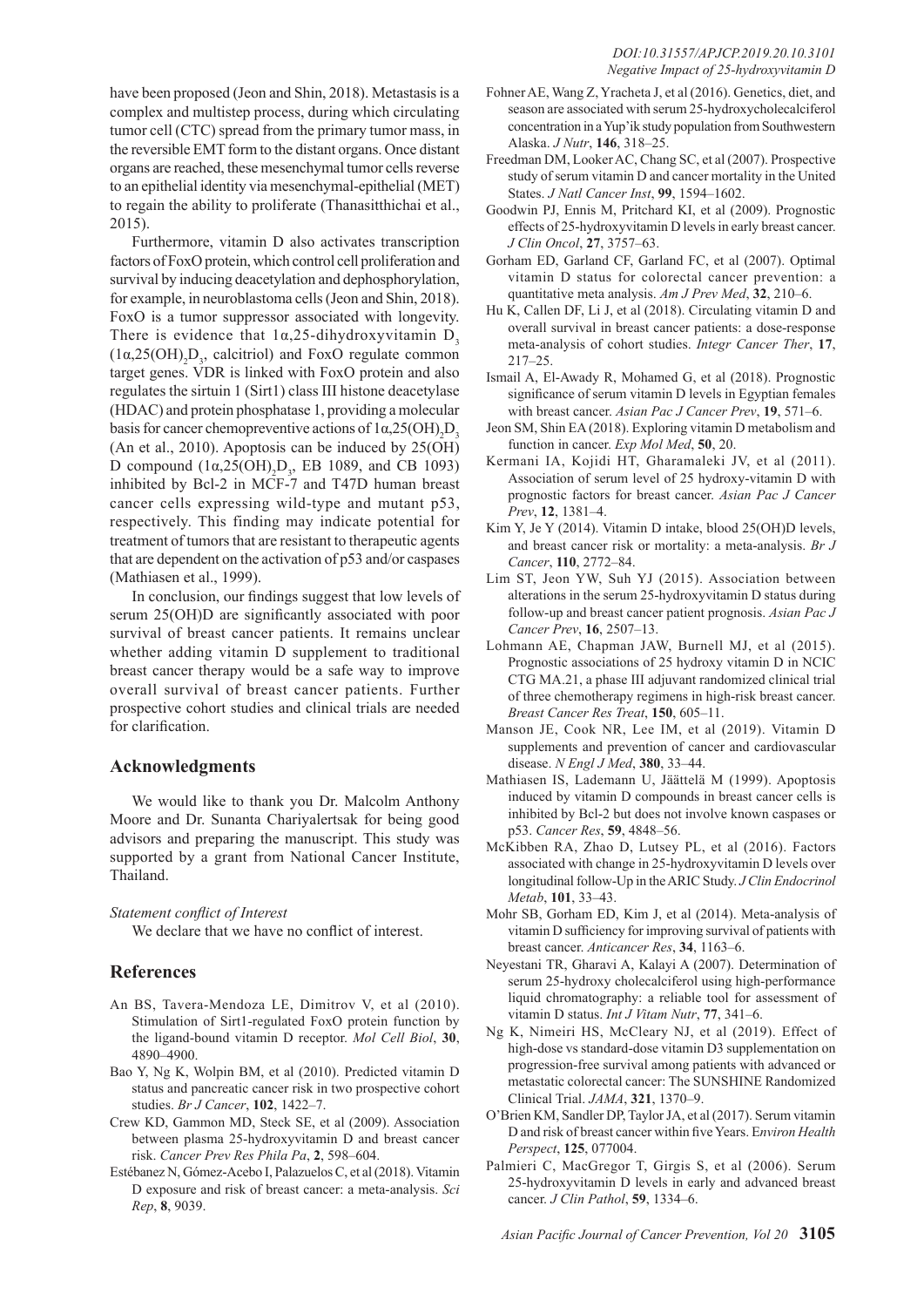have been proposed (Jeon and Shin, 2018). Metastasis is a complex and multistep process, during which circulating tumor cell (CTC) spread from the primary tumor mass, in the reversible EMT form to the distant organs. Once distant organs are reached, these mesenchymal tumor cells reverse to an epithelial identity via mesenchymal-epithelial (MET) to regain the ability to proliferate (Thanasitthichai et al., 2015).

Furthermore, vitamin D also activates transcription factors of FoxO protein, which control cell proliferation and survival by inducing deacetylation and dephosphorylation, for example, in neuroblastoma cells (Jeon and Shin, 2018). FoxO is a tumor suppressor associated with longevity. There is evidence that 1α,25-dihydroxyvitamin $D_3$ (1α,25$(OH)_2D_3$, calcitriol) and FoxO regulate common target genes. VDR is linked with FoxO protein and also regulates the sirtuin 1 (Sirt1) class III histone deacetylase (HDAC) and protein phosphatase 1, providing a molecular basis for cancer chemopreventive actions of 1α,25$(OH)_2D_3$ (An et al., 2010). Apoptosis can be induced by 25(OH) D compound (1α,25$(OH)_2D_3$, EB 1089, and CB 1093) inhibited by Bcl-2 in MCF-7 and T47D human breast cancer cells expressing wild-type and mutant p53, respectively. This finding may indicate potential for treatment of tumors that are resistant to therapeutic agents that are dependent on the activation of p53 and/or caspases (Mathiasen et al., 1999).

In conclusion, our findings suggest that low levels of serum 25(OH)D are significantly associated with poor survival of breast cancer patients. It remains unclear whether adding vitamin D supplement to traditional breast cancer therapy would be a safe way to improve overall survival of breast cancer patients. Further prospective cohort studies and clinical trials are needed for clarification.

## Acknowledgments

We would like to thank you Dr. Malcolm Anthony Moore and Dr. Sunanta Chariyalertsak for being good advisors and preparing the manuscript. This study was supported by a grant from National Cancer Institute, Thailand.

*Statement conflict of Interest*

We declare that we have no conflict of interest.

## References

An BS, Tavera-Mendoza LE, Dimitrov V, et al (2010). Stimulation of Sirt1-regulated FoxO protein function by the ligand-bound vitamin D receptor. *Mol Cell Biol*, **30**, 4890–4900.

Bao Y, Ng K, Wolpin BM, et al (2010). Predicted vitamin D status and pancreatic cancer risk in two prospective cohort studies. *Br J Cancer*, **102**, 1422–7.

Crew KD, Gammon MD, Steck SE, et al (2009). Association between plasma 25-hydroxyvitamin D and breast cancer risk. *Cancer Prev Res Phila Pa*, **2**, 598–604.

Estébanez N, Gómez-Acebo I, Palazuelos C, et al (2018). Vitamin D exposure and risk of breast cancer: a meta-analysis. *Sci Rep*, **8**, 9039.

Fohner AE, Wang Z, Yracheta J, et al (2016). Genetics, diet, and season are associated with serum 25-hydroxycholecalciferol concentration in a Yup'ik study population from Southwestern Alaska. *J Nutr*, **146**, 318–25.

Freedman DM, Looker AC, Chang SC, et al (2007). Prospective study of serum vitamin D and cancer mortality in the United States. *J Natl Cancer Inst*, **99**, 1594–1602.

Goodwin PJ, Ennis M, Pritchard KI, et al (2009). Prognostic effects of 25-hydroxyvitamin D levels in early breast cancer. *J Clin Oncol*, **27**, 3757–63.

Gorham ED, Garland CF, Garland FC, et al (2007). Optimal vitamin D status for colorectal cancer prevention: a quantitative meta analysis. *Am J Prev Med*, **32**, 210–6.

Hu K, Callen DF, Li J, et al (2018). Circulating vitamin D and overall survival in breast cancer patients: a dose-response meta-analysis of cohort studies. *Integr Cancer Ther*, **17**, 217–25.

Ismail A, El-Awady R, Mohamed G, et al (2018). Prognostic significance of serum vitamin D levels in Egyptian females with breast cancer. *Asian Pac J Cancer Prev*, **19**, 571–6.

Jeon SM, Shin EA (2018). Exploring vitamin D metabolism and function in cancer. *Exp Mol Med*, **50**, 20.

Kermani IA, Kojidi HT, Gharamaleki JV, et al (2011). Association of serum level of 25 hydroxy-vitamin D with prognostic factors for breast cancer. *Asian Pac J Cancer Prev*, **12**, 1381–4.

Kim Y, Je Y (2014). Vitamin D intake, blood 25(OH)D levels, and breast cancer risk or mortality: a meta-analysis. *Br J Cancer*, **110**, 2772–84.

Lim ST, Jeon YW, Suh YJ (2015). Association between alterations in the serum 25-hydroxyvitamin D status during follow-up and breast cancer patient prognosis. *Asian Pac J Cancer Prev*, **16**, 2507–13.

Lohmann AE, Chapman JAW, Burnell MJ, et al (2015). Prognostic associations of 25 hydroxy vitamin D in NCIC CTG MA.21, a phase III adjuvant randomized clinical trial of three chemotherapy regimens in high-risk breast cancer. *Breast Cancer Res Treat*, **150**, 605–11.

Manson JE, Cook NR, Lee IM, et al (2019). Vitamin D supplements and prevention of cancer and cardiovascular disease. *N Engl J Med*, **380**, 33–44.

Mathiasen IS, Lademann U, Jäättelä M (1999). Apoptosis induced by vitamin D compounds in breast cancer cells is inhibited by Bcl-2 but does not involve known caspases or p53. *Cancer Res*, **59**, 4848–56.

McKibben RA, Zhao D, Lutsey PL, et al (2016). Factors associated with change in 25-hydroxyvitamin D levels over longitudinal follow-Up in the ARIC Study. *J Clin Endocrinol Metab*, **101**, 33–43.

Mohr SB, Gorham ED, Kim J, et al (2014). Meta-analysis of vitamin D sufficiency for improving survival of patients with breast cancer. *Anticancer Res*, **34**, 1163–6.

Neyestani TR, Gharavi A, Kalayi A (2007). Determination of serum 25-hydroxy cholecalciferol using high-performance liquid chromatography: a reliable tool for assessment of vitamin D status. *Int J Vitam Nutr*, **77**, 341–6.

Ng K, Nimeiri HS, McCleary NJ, et al (2019). Effect of high-dose vs standard-dose vitamin D3 supplementation on progression-free survival among patients with advanced or metastatic colorectal cancer: The SUNSHINE Randomized Clinical Trial. *JAMA*, **321**, 1370–9.

O'Brien KM, Sandler DP, Taylor JA, et al (2017). Serum vitamin D and risk of breast cancer within five Years. *Environ Health Perspect*, **125**, 077004.

Palmieri C, MacGregor T, Girgis S, et al (2006). Serum 25-hydroxyvitamin D levels in early and advanced breast cancer. *J Clin Pathol*, **59**, 1334–6.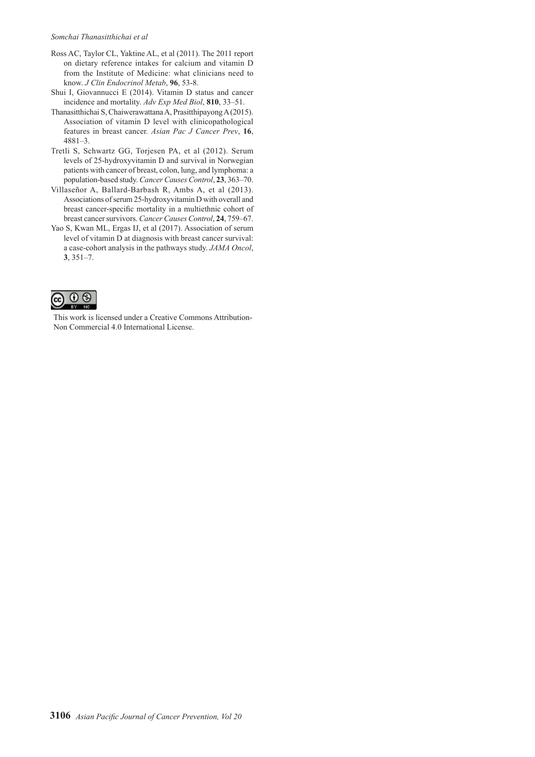Ross AC, Taylor CL, Yaktine AL, et al (2011). The 2011 report on dietary reference intakes for calcium and vitamin D from the Institute of Medicine: what clinicians need to know. *J Clin Endocrinol Metab*, **96**, 53-8.

Shui I, Giovannucci E (2014). Vitamin D status and cancer incidence and mortality. *Adv Exp Med Biol*, **810**, 33–51.

Thanasitthichai S, Chaiwerawattana A, Prasitthipayong A (2015). Association of vitamin D level with clinicopathological features in breast cancer. *Asian Pac J Cancer Prev*, **16**, 4881–3.

Tretli S, Schwartz GG, Torjesen PA, et al (2012). Serum levels of 25-hydroxyvitamin D and survival in Norwegian patients with cancer of breast, colon, lung, and lymphoma: a population-based study. *Cancer Causes Control*, **23**, 363–70.

Villaseñor A, Ballard-Barbash R, Ambs A, et al (2013). Associations of serum 25-hydroxyvitamin D with overall and breast cancer-specific mortality in a multiethnic cohort of breast cancer survivors. *Cancer Causes Control*, **24**, 759–67.

Yao S, Kwan ML, Ergas IJ, et al (2017). Association of serum level of vitamin D at diagnosis with breast cancer survival: a case-cohort analysis in the pathways study. *JAMA Oncol*, **3**, 351–7.

This work is licensed under a Creative Commons Attribution-Non Commercial 4.0 International License.